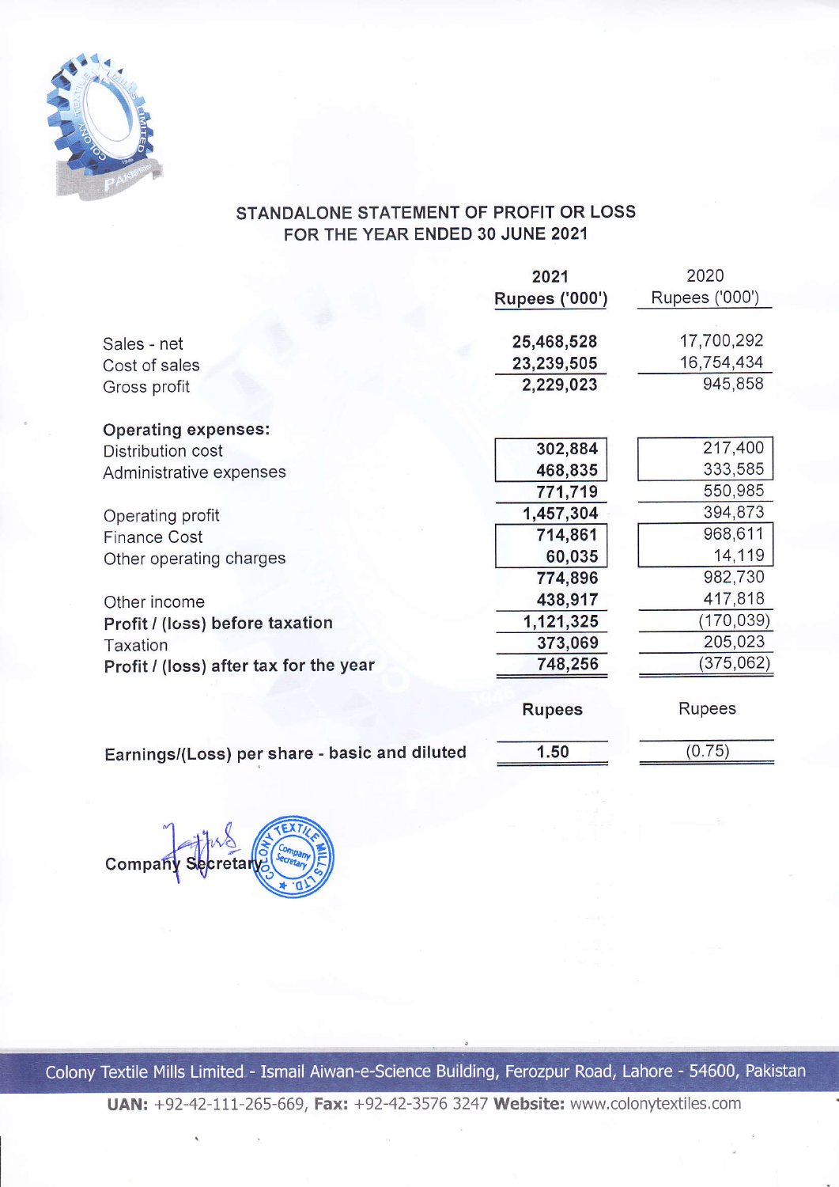## STANDALONE STATEMENT OF PROFIT OR LOSS
## FOR THE YEAR ENDED 30 JUNE 2021

| | 2021<br>Rupees ('000') | 2020<br>Rupees ('000') |
|---|---|---|
| Sales - net | **25,468,528** | 17,700,292 |
| Cost of sales | **23,239,505** | 16,754,434 |
| Gross profit | **2,229,023** | 945,858 |
| **Operating expenses:** | | |
| Distribution cost | **302,884** | 217,400 |
| Administrative expenses | **468,835** | 333,585 |
| | **771,719** | 550,985 |
| Operating profit | **1,457,304** | 394,873 |
| Finance Cost | **714,861** | 968,611 |
| Other operating charges | **60,035** | 14,119 |
| | **774,896** | 982,730 |
| Other income | **438,917** | 417,818 |
| **Profit / (loss) before taxation** | **1,121,325** | (170,039) |
| Taxation | **373,069** | 205,023 |
| **Profit / (loss) after tax for the year** | **748,256** | (375,062) |
| | **Rupees** | Rupees |
| **Earnings/(Loss) per share - basic and diluted** | **1.50** | (0.75) |

Company Secretary

Colony Textile Mills Limited - Ismail Aiwan-e-Science Building, Ferozpur Road, Lahore - 54600, Pakistan

**UAN:** +92-42-111-265-669, **Fax:** +92-42-3576 3247 **Website:** www.colonytextiles.com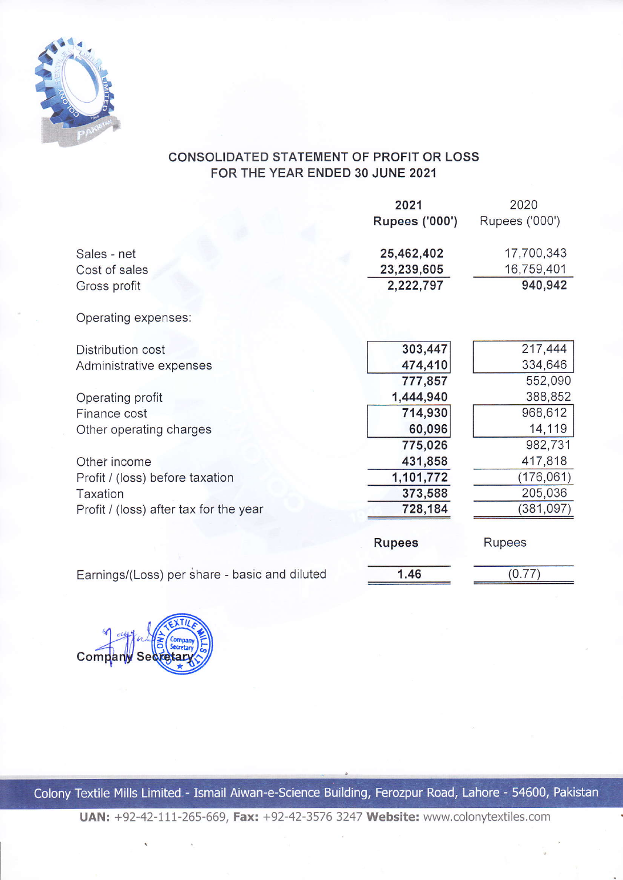## CONSOLIDATED STATEMENT OF PROFIT OR LOSS
## FOR THE YEAR ENDED 30 JUNE 2021

| | 2021 Rupees ('000') | 2020 Rupees ('000') |
|---|---|---|
| Sales - net | 25,462,402 | 17,700,343 |
| Cost of sales | 23,239,605 | 16,759,401 |
| Gross profit | 2,222,797 | 940,942 |
| Operating expenses: | | |
| Distribution cost | 303,447 | 217,444 |
| Administrative expenses | 474,410 | 334,646 |
| | 777,857 | 552,090 |
| Operating profit | 1,444,940 | 388,852 |
| Finance cost | 714,930 | 968,612 |
| Other operating charges | 60,096 | 14,119 |
| | 775,026 | 982,731 |
| Other income | 431,858 | 417,818 |
| Profit / (loss) before taxation | 1,101,772 | (176,061) |
| Taxation | 373,588 | 205,036 |
| Profit / (loss) after tax for the year | 728,184 | (381,097) |
| | Rupees | Rupees |
| Earnings/(Loss) per share - basic and diluted | 1.46 | (0.77) |

Company Secretary

Colony Textile Mills Limited - Ismail Aiwan-e-Science Building, Ferozpur Road, Lahore - 54600, Pakistan

**UAN:** +92-42-111-265-669, **Fax:** +92-42-3576 3247 **Website:** www.colonytextiles.com